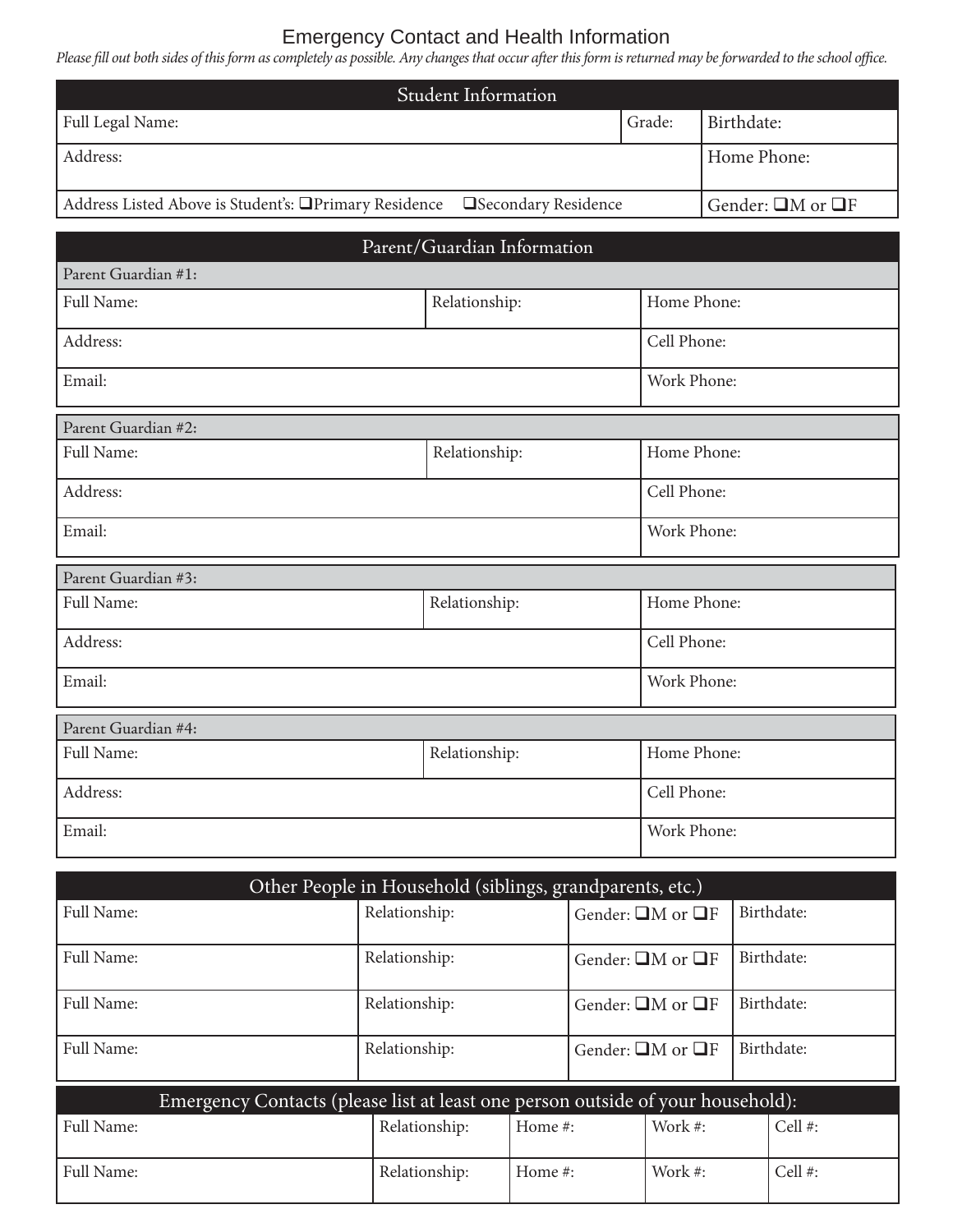# Emergency Contact and Health Information

*Please fill out both sides of this form as completely as possible. Any changes that occur after this form is returned may be forwarded to the school office.*

## Student Information

| Full Legal Name: | Grade: | Birthdate: |
|---|---|---|
| Address: | | Home Phone: |
| Address Listed Above is Student's: ❑Primary Residence ❑Secondary Residence | | Gender: ❑M or ❑F |

## Parent/Guardian Information

**Parent Guardian #1:**

| Full Name: | Relationship: | Home Phone: |
|---|---|---|
| Address: | | Cell Phone: |
| Email: | | Work Phone: |

**Parent Guardian #2:**

| Full Name: | Relationship: | Home Phone: |
|---|---|---|
| Address: | | Cell Phone: |
| Email: | | Work Phone: |

**Parent Guardian #3:**

| Full Name: | Relationship: | Home Phone: |
|---|---|---|
| Address: | | Cell Phone: |
| Email: | | Work Phone: |

**Parent Guardian #4:**

| Full Name: | Relationship: | Home Phone: |
|---|---|---|
| Address: | | Cell Phone: |
| Email: | | Work Phone: |

## Other People in Household (siblings, grandparents, etc.)

| Full Name: | Relationship: | Gender: ❑M or ❑F | Birthdate: |
|---|---|---|---|
| Full Name: | Relationship: | Gender: ❑M or ❑F | Birthdate: |
| Full Name: | Relationship: | Gender: ❑M or ❑F | Birthdate: |
| Full Name: | Relationship: | Gender: ❑M or ❑F | Birthdate: |

## Emergency Contacts (please list at least one person outside of your household):

| Full Name: | Relationship: | Home #: | Work #: | Cell #: |
|---|---|---|---|---|
| Full Name: | Relationship: | Home #: | Work #: | Cell #: |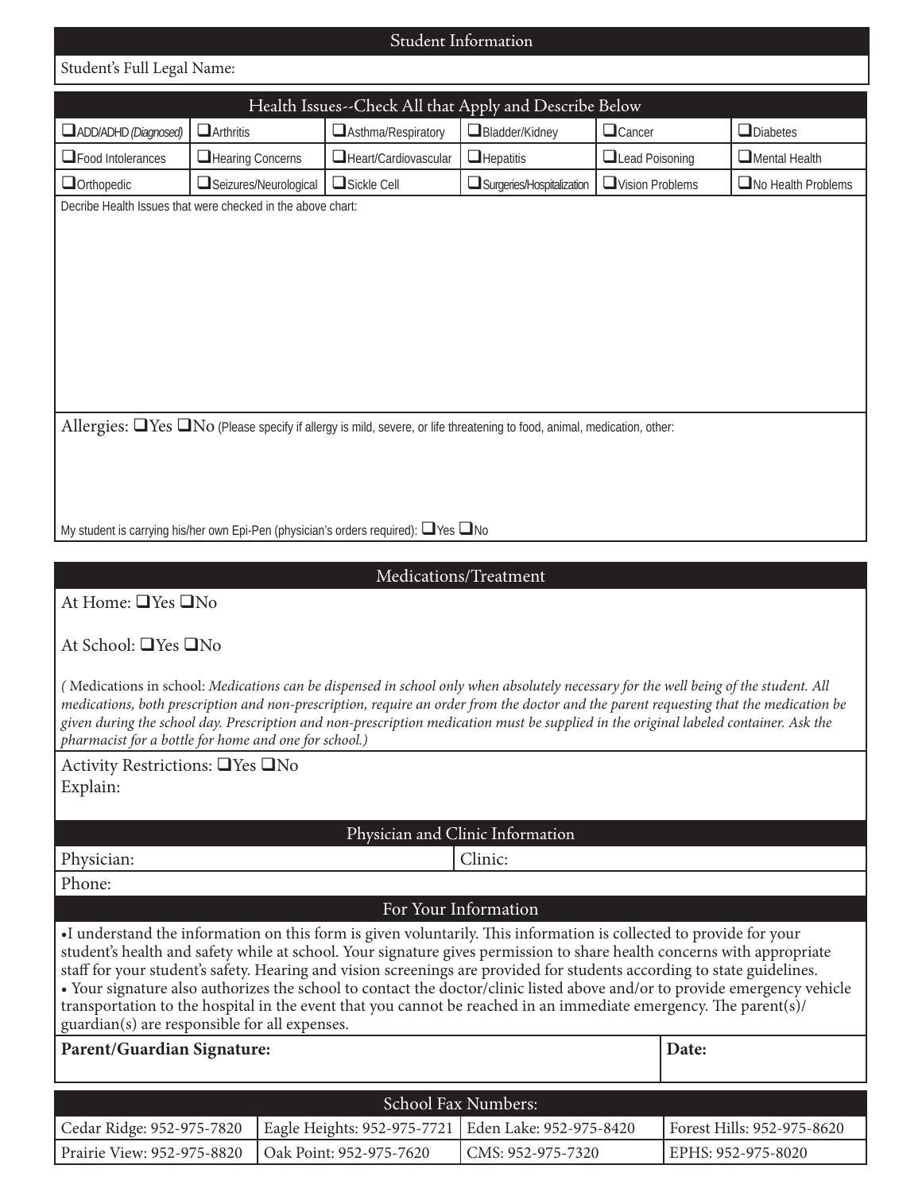## Student Information

Student's Full Legal Name:

## Health Issues--Check All that Apply and Describe Below

| | | | | | |
|---|---|---|---|---|---|
| ❑ADD/ADHD *(Diagnosed)* | ❑Arthritis | ❑Asthma/Respiratory | ❑Bladder/Kidney | ❑Cancer | ❑Diabetes |
| ❑Food Intolerances | ❑Hearing Concerns | ❑Heart/Cardiovascular | ❑Hepatitis | ❑Lead Poisoning | ❑Mental Health |
| ❑Orthopedic | ❑Seizures/Neurological | ❑Sickle Cell | ❑Surgeries/Hospitalization | ❑Vision Problems | ❑No Health Problems |

Decribe Health Issues that were checked in the above chart:

Allergies: ❑Yes ❑No (Please specify if allergy is mild, severe, or life threatening to food, animal, medication, other:

My student is carrying his/her own Epi-Pen (physician's orders required): ❑Yes ❑No

## Medications/Treatment

At Home: ❑Yes ❑No

At School: ❑Yes ❑No

*( Medications in school: Medications can be dispensed in school only when absolutely necessary for the well being of the student. All medications, both prescription and non-prescription, require an order from the doctor and the parent requesting that the medication be given during the school day. Prescription and non-prescription medication must be supplied in the original labeled container. Ask the pharmacist for a bottle for home and one for school.)*

Activity Restrictions: ❑Yes ❑No

Explain:

## Physician and Clinic Information

| | |
|---|---|
| Physician: | Clinic: |
| Phone: | |

## For Your Information

•I understand the information on this form is given voluntarily. This information is collected to provide for your student's health and safety while at school. Your signature gives permission to share health concerns with appropriate staff for your student's safety. Hearing and vision screenings are provided for students according to state guidelines.

• Your signature also authorizes the school to contact the doctor/clinic listed above and/or to provide emergency vehicle transportation to the hospital in the event that you cannot be reached in an immediate emergency. The parent(s)/ guardian(s) are responsible for all expenses.

| | |
|---|---|
| **Parent/Guardian Signature:** | **Date:** |

## School Fax Numbers:

| | | | |
|---|---|---|---|
| Cedar Ridge: 952-975-7820 | Eagle Heights: 952-975-7721 | Eden Lake: 952-975-8420 | Forest Hills: 952-975-8620 |
| Prairie View: 952-975-8820 | Oak Point: 952-975-7620 | CMS: 952-975-7320 | EPHS: 952-975-8020 |